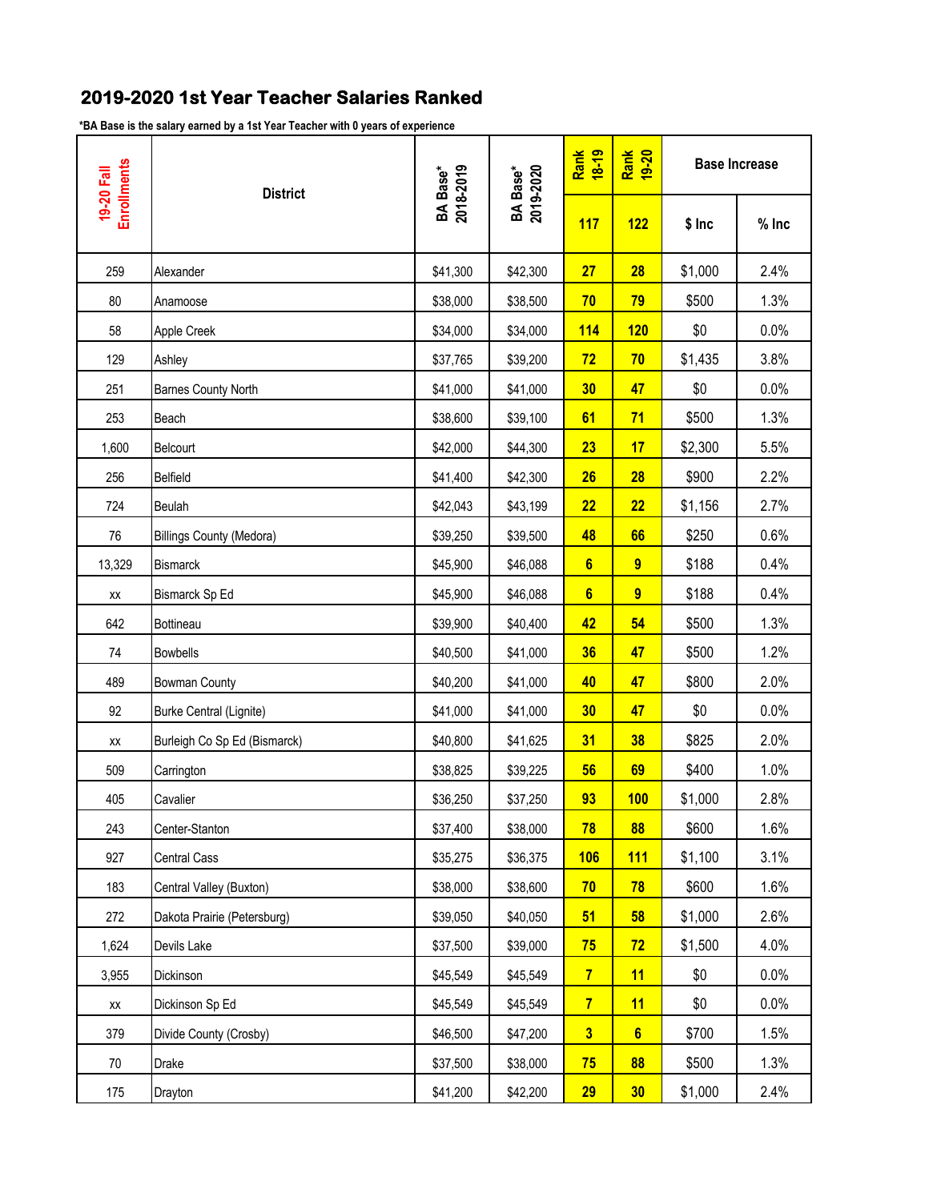## 2019-2020 1st Year Teacher Salaries Ranked

*BA Base is the salary earned by a 1st Year Teacher with 0 years of experience

| 19-20 Fall Enrollments | District | BA Base* 2018-2019 | BA Base* 2019-2020 | Rank 18-19 | Rank 19-20 | Base Increase | |
|---|---|---|---|---|---|---|---|
| | | | | 117 | 122 | $ Inc | % Inc |
| 259 | Alexander | $41,300 | $42,300 | 27 | 28 | $1,000 | 2.4% |
| 80 | Anamoose | $38,000 | $38,500 | 70 | 79 | $500 | 1.3% |
| 58 | Apple Creek | $34,000 | $34,000 | 114 | 120 | $0 | 0.0% |
| 129 | Ashley | $37,765 | $39,200 | 72 | 70 | $1,435 | 3.8% |
| 251 | Barnes County North | $41,000 | $41,000 | 30 | 47 | $0 | 0.0% |
| 253 | Beach | $38,600 | $39,100 | 61 | 71 | $500 | 1.3% |
| 1,600 | Belcourt | $42,000 | $44,300 | 23 | 17 | $2,300 | 5.5% |
| 256 | Belfield | $41,400 | $42,300 | 26 | 28 | $900 | 2.2% |
| 724 | Beulah | $42,043 | $43,199 | 22 | 22 | $1,156 | 2.7% |
| 76 | Billings County (Medora) | $39,250 | $39,500 | 48 | 66 | $250 | 0.6% |
| 13,329 | Bismarck | $45,900 | $46,088 | 6 | 9 | $188 | 0.4% |
| xx | Bismarck Sp Ed | $45,900 | $46,088 | 6 | 9 | $188 | 0.4% |
| 642 | Bottineau | $39,900 | $40,400 | 42 | 54 | $500 | 1.3% |
| 74 | Bowbells | $40,500 | $41,000 | 36 | 47 | $500 | 1.2% |
| 489 | Bowman County | $40,200 | $41,000 | 40 | 47 | $800 | 2.0% |
| 92 | Burke Central (Lignite) | $41,000 | $41,000 | 30 | 47 | $0 | 0.0% |
| xx | Burleigh Co Sp Ed (Bismarck) | $40,800 | $41,625 | 31 | 38 | $825 | 2.0% |
| 509 | Carrington | $38,825 | $39,225 | 56 | 69 | $400 | 1.0% |
| 405 | Cavalier | $36,250 | $37,250 | 93 | 100 | $1,000 | 2.8% |
| 243 | Center-Stanton | $37,400 | $38,000 | 78 | 88 | $600 | 1.6% |
| 927 | Central Cass | $35,275 | $36,375 | 106 | 111 | $1,100 | 3.1% |
| 183 | Central Valley (Buxton) | $38,000 | $38,600 | 70 | 78 | $600 | 1.6% |
| 272 | Dakota Prairie (Petersburg) | $39,050 | $40,050 | 51 | 58 | $1,000 | 2.6% |
| 1,624 | Devils Lake | $37,500 | $39,000 | 75 | 72 | $1,500 | 4.0% |
| 3,955 | Dickinson | $45,549 | $45,549 | 7 | 11 | $0 | 0.0% |
| xx | Dickinson Sp Ed | $45,549 | $45,549 | 7 | 11 | $0 | 0.0% |
| 379 | Divide County (Crosby) | $46,500 | $47,200 | 3 | 6 | $700 | 1.5% |
| 70 | Drake | $37,500 | $38,000 | 75 | 88 | $500 | 1.3% |
| 175 | Drayton | $41,200 | $42,200 | 29 | 30 | $1,000 | 2.4% |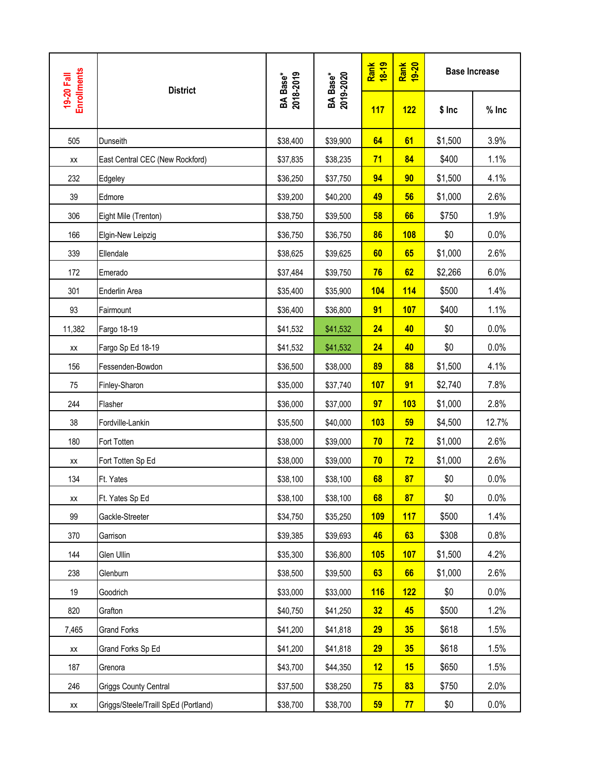| 19-20 Fall Enrollments | District | BA Base* 2018-2019 | BA Base* 2019-2020 | Rank 18-19 | Rank 19-20 | Base Increase | |
|---|---|---|---|---|---|---|---|
| | | | | 117 | 122 | $ Inc | % Inc |
| 505 | Dunseith | $38,400 | $39,900 | 64 | 61 | $1,500 | 3.9% |
| xx | East Central CEC (New Rockford) | $37,835 | $38,235 | 71 | 84 | $400 | 1.1% |
| 232 | Edgeley | $36,250 | $37,750 | 94 | 90 | $1,500 | 4.1% |
| 39 | Edmore | $39,200 | $40,200 | 49 | 56 | $1,000 | 2.6% |
| 306 | Eight Mile (Trenton) | $38,750 | $39,500 | 58 | 66 | $750 | 1.9% |
| 166 | Elgin-New Leipzig | $36,750 | $36,750 | 86 | 108 | $0 | 0.0% |
| 339 | Ellendale | $38,625 | $39,625 | 60 | 65 | $1,000 | 2.6% |
| 172 | Emerado | $37,484 | $39,750 | 76 | 62 | $2,266 | 6.0% |
| 301 | Enderlin Area | $35,400 | $35,900 | 104 | 114 | $500 | 1.4% |
| 93 | Fairmount | $36,400 | $36,800 | 91 | 107 | $400 | 1.1% |
| 11,382 | Fargo 18-19 | $41,532 | $41,532 | 24 | 40 | $0 | 0.0% |
| xx | Fargo Sp Ed 18-19 | $41,532 | $41,532 | 24 | 40 | $0 | 0.0% |
| 156 | Fessenden-Bowdon | $36,500 | $38,000 | 89 | 88 | $1,500 | 4.1% |
| 75 | Finley-Sharon | $35,000 | $37,740 | 107 | 91 | $2,740 | 7.8% |
| 244 | Flasher | $36,000 | $37,000 | 97 | 103 | $1,000 | 2.8% |
| 38 | Fordville-Lankin | $35,500 | $40,000 | 103 | 59 | $4,500 | 12.7% |
| 180 | Fort Totten | $38,000 | $39,000 | 70 | 72 | $1,000 | 2.6% |
| xx | Fort Totten Sp Ed | $38,000 | $39,000 | 70 | 72 | $1,000 | 2.6% |
| 134 | Ft. Yates | $38,100 | $38,100 | 68 | 87 | $0 | 0.0% |
| xx | Ft. Yates Sp Ed | $38,100 | $38,100 | 68 | 87 | $0 | 0.0% |
| 99 | Gackle-Streeter | $34,750 | $35,250 | 109 | 117 | $500 | 1.4% |
| 370 | Garrison | $39,385 | $39,693 | 46 | 63 | $308 | 0.8% |
| 144 | Glen Ullin | $35,300 | $36,800 | 105 | 107 | $1,500 | 4.2% |
| 238 | Glenburn | $38,500 | $39,500 | 63 | 66 | $1,000 | 2.6% |
| 19 | Goodrich | $33,000 | $33,000 | 116 | 122 | $0 | 0.0% |
| 820 | Grafton | $40,750 | $41,250 | 32 | 45 | $500 | 1.2% |
| 7,465 | Grand Forks | $41,200 | $41,818 | 29 | 35 | $618 | 1.5% |
| xx | Grand Forks Sp Ed | $41,200 | $41,818 | 29 | 35 | $618 | 1.5% |
| 187 | Grenora | $43,700 | $44,350 | 12 | 15 | $650 | 1.5% |
| 246 | Griggs County Central | $37,500 | $38,250 | 75 | 83 | $750 | 2.0% |
| xx | Griggs/Steele/Traill SpEd (Portland) | $38,700 | $38,700 | 59 | 77 | $0 | 0.0% |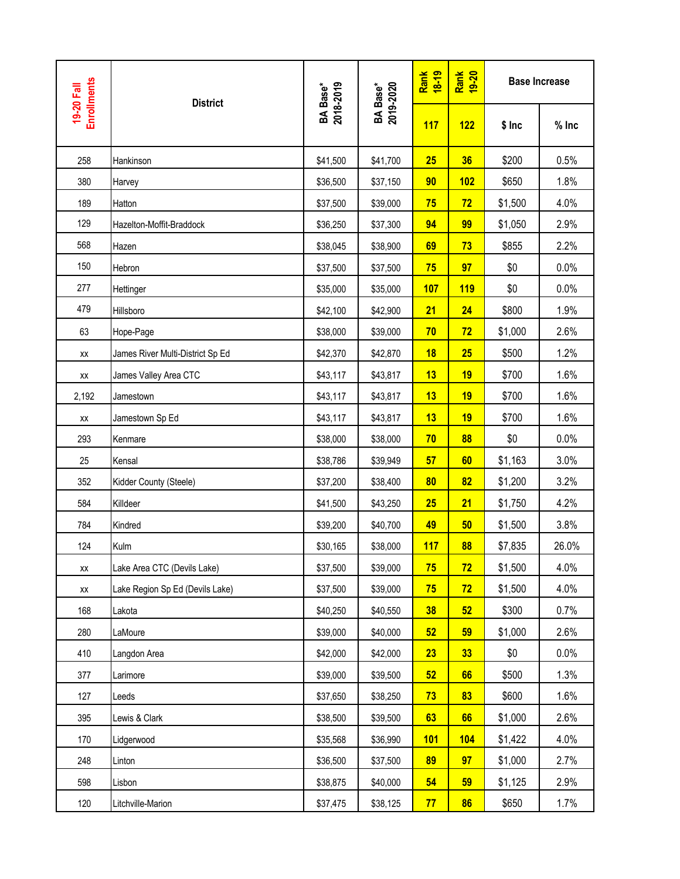| 19-20 Fall Enrollments | District | BA Base* 2018-2019 | BA Base* 2019-2020 | Rank 18-19 | Rank 19-20 | Base Increase | |
|---|---|---|---|---|---|---|---|
| | | | | 117 | 122 | $ Inc | % Inc |
| 258 | Hankinson | $41,500 | $41,700 | 25 | 36 | $200 | 0.5% |
| 380 | Harvey | $36,500 | $37,150 | 90 | 102 | $650 | 1.8% |
| 189 | Hatton | $37,500 | $39,000 | 75 | 72 | $1,500 | 4.0% |
| 129 | Hazelton-Moffit-Braddock | $36,250 | $37,300 | 94 | 99 | $1,050 | 2.9% |
| 568 | Hazen | $38,045 | $38,900 | 69 | 73 | $855 | 2.2% |
| 150 | Hebron | $37,500 | $37,500 | 75 | 97 | $0 | 0.0% |
| 277 | Hettinger | $35,000 | $35,000 | 107 | 119 | $0 | 0.0% |
| 479 | Hillsboro | $42,100 | $42,900 | 21 | 24 | $800 | 1.9% |
| 63 | Hope-Page | $38,000 | $39,000 | 70 | 72 | $1,000 | 2.6% |
| xx | James River Multi-District Sp Ed | $42,370 | $42,870 | 18 | 25 | $500 | 1.2% |
| xx | James Valley Area CTC | $43,117 | $43,817 | 13 | 19 | $700 | 1.6% |
| 2,192 | Jamestown | $43,117 | $43,817 | 13 | 19 | $700 | 1.6% |
| xx | Jamestown Sp Ed | $43,117 | $43,817 | 13 | 19 | $700 | 1.6% |
| 293 | Kenmare | $38,000 | $38,000 | 70 | 88 | $0 | 0.0% |
| 25 | Kensal | $38,786 | $39,949 | 57 | 60 | $1,163 | 3.0% |
| 352 | Kidder County (Steele) | $37,200 | $38,400 | 80 | 82 | $1,200 | 3.2% |
| 584 | Killdeer | $41,500 | $43,250 | 25 | 21 | $1,750 | 4.2% |
| 784 | Kindred | $39,200 | $40,700 | 49 | 50 | $1,500 | 3.8% |
| 124 | Kulm | $30,165 | $38,000 | 117 | 88 | $7,835 | 26.0% |
| xx | Lake Area CTC (Devils Lake) | $37,500 | $39,000 | 75 | 72 | $1,500 | 4.0% |
| xx | Lake Region Sp Ed (Devils Lake) | $37,500 | $39,000 | 75 | 72 | $1,500 | 4.0% |
| 168 | Lakota | $40,250 | $40,550 | 38 | 52 | $300 | 0.7% |
| 280 | LaMoure | $39,000 | $40,000 | 52 | 59 | $1,000 | 2.6% |
| 410 | Langdon Area | $42,000 | $42,000 | 23 | 33 | $0 | 0.0% |
| 377 | Larimore | $39,000 | $39,500 | 52 | 66 | $500 | 1.3% |
| 127 | Leeds | $37,650 | $38,250 | 73 | 83 | $600 | 1.6% |
| 395 | Lewis & Clark | $38,500 | $39,500 | 63 | 66 | $1,000 | 2.6% |
| 170 | Lidgerwood | $35,568 | $36,990 | 101 | 104 | $1,422 | 4.0% |
| 248 | Linton | $36,500 | $37,500 | 89 | 97 | $1,000 | 2.7% |
| 598 | Lisbon | $38,875 | $40,000 | 54 | 59 | $1,125 | 2.9% |
| 120 | Litchville-Marion | $37,475 | $38,125 | 77 | 86 | $650 | 1.7% |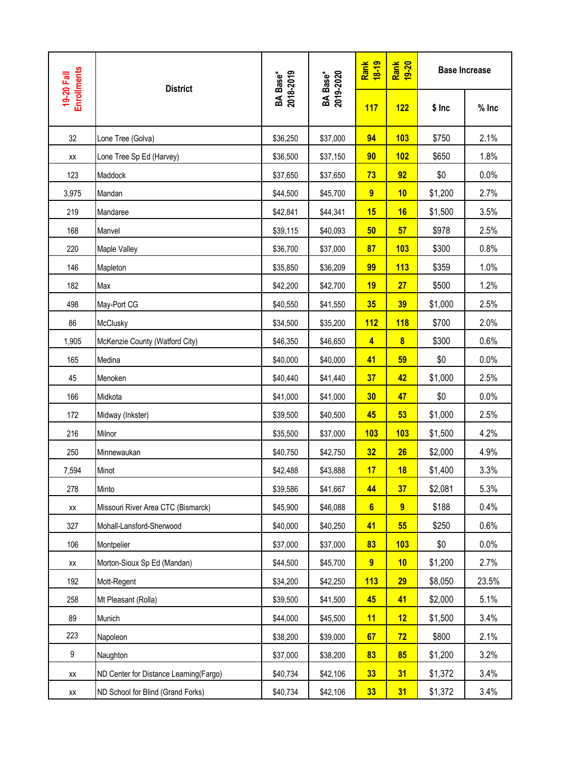| 19-20 Fall Enrollments | District | BA Base* 2018-2019 | BA Base* 2019-2020 | Rank 18-19 | Rank 19-20 | Base Increase | |
|---|---|---|---|---|---|---|---|
| | | | | 117 | 122 | $ Inc | % Inc |
| 32 | Lone Tree (Golva) | $36,250 | $37,000 | 94 | 103 | $750 | 2.1% |
| xx | Lone Tree Sp Ed (Harvey) | $36,500 | $37,150 | 90 | 102 | $650 | 1.8% |
| 123 | Maddock | $37,650 | $37,650 | 73 | 92 | $0 | 0.0% |
| 3,975 | Mandan | $44,500 | $45,700 | 9 | 10 | $1,200 | 2.7% |
| 219 | Mandaree | $42,841 | $44,341 | 15 | 16 | $1,500 | 3.5% |
| 168 | Manvel | $39,115 | $40,093 | 50 | 57 | $978 | 2.5% |
| 220 | Maple Valley | $36,700 | $37,000 | 87 | 103 | $300 | 0.8% |
| 146 | Mapleton | $35,850 | $36,209 | 99 | 113 | $359 | 1.0% |
| 182 | Max | $42,200 | $42,700 | 19 | 27 | $500 | 1.2% |
| 498 | May-Port CG | $40,550 | $41,550 | 35 | 39 | $1,000 | 2.5% |
| 86 | McClusky | $34,500 | $35,200 | 112 | 118 | $700 | 2.0% |
| 1,905 | McKenzie County (Watford City) | $46,350 | $46,650 | 4 | 8 | $300 | 0.6% |
| 165 | Medina | $40,000 | $40,000 | 41 | 59 | $0 | 0.0% |
| 45 | Menoken | $40,440 | $41,440 | 37 | 42 | $1,000 | 2.5% |
| 166 | Midkota | $41,000 | $41,000 | 30 | 47 | $0 | 0.0% |
| 172 | Midway (Inkster) | $39,500 | $40,500 | 45 | 53 | $1,000 | 2.5% |
| 216 | Milnor | $35,500 | $37,000 | 103 | 103 | $1,500 | 4.2% |
| 250 | Minnewaukan | $40,750 | $42,750 | 32 | 26 | $2,000 | 4.9% |
| 7,594 | Minot | $42,488 | $43,888 | 17 | 18 | $1,400 | 3.3% |
| 278 | Minto | $39,586 | $41,667 | 44 | 37 | $2,081 | 5.3% |
| xx | Missouri River Area CTC (Bismarck) | $45,900 | $46,088 | 6 | 9 | $188 | 0.4% |
| 327 | Mohall-Lansford-Sherwood | $40,000 | $40,250 | 41 | 55 | $250 | 0.6% |
| 106 | Montpelier | $37,000 | $37,000 | 83 | 103 | $0 | 0.0% |
| xx | Morton-Sioux Sp Ed (Mandan) | $44,500 | $45,700 | 9 | 10 | $1,200 | 2.7% |
| 192 | Mott-Regent | $34,200 | $42,250 | 113 | 29 | $8,050 | 23.5% |
| 258 | Mt Pleasant (Rolla) | $39,500 | $41,500 | 45 | 41 | $2,000 | 5.1% |
| 89 | Munich | $44,000 | $45,500 | 11 | 12 | $1,500 | 3.4% |
| 223 | Napoleon | $38,200 | $39,000 | 67 | 72 | $800 | 2.1% |
| 9 | Naughton | $37,000 | $38,200 | 83 | 85 | $1,200 | 3.2% |
| xx | ND Center for Distance Learning(Fargo) | $40,734 | $42,106 | 33 | 31 | $1,372 | 3.4% |
| xx | ND School for Blind (Grand Forks) | $40,734 | $42,106 | 33 | 31 | $1,372 | 3.4% |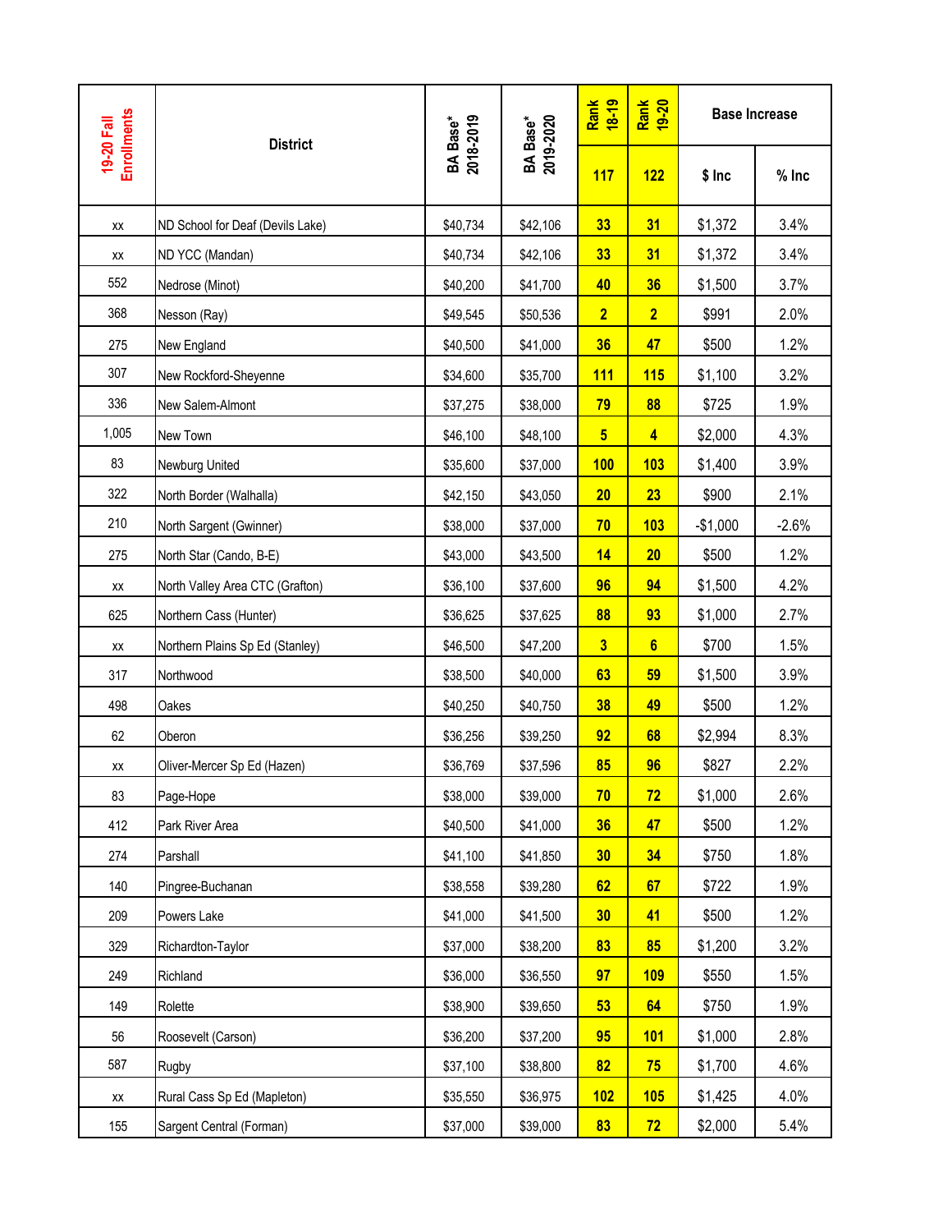| 19-20 Fall Enrollments | District | BA Base* 2018-2019 | BA Base* 2019-2020 | Rank 18-19 | Rank 19-20 | Base Increase | |
|---|---|---|---|---|---|---|---|
| | | | | 117 | 122 | $ Inc | % Inc |
| xx | ND School for Deaf (Devils Lake) | $40,734 | $42,106 | 33 | 31 | $1,372 | 3.4% |
| xx | ND YCC (Mandan) | $40,734 | $42,106 | 33 | 31 | $1,372 | 3.4% |
| 552 | Nedrose (Minot) | $40,200 | $41,700 | 40 | 36 | $1,500 | 3.7% |
| 368 | Nesson (Ray) | $49,545 | $50,536 | 2 | 2 | $991 | 2.0% |
| 275 | New England | $40,500 | $41,000 | 36 | 47 | $500 | 1.2% |
| 307 | New Rockford-Sheyenne | $34,600 | $35,700 | 111 | 115 | $1,100 | 3.2% |
| 336 | New Salem-Almont | $37,275 | $38,000 | 79 | 88 | $725 | 1.9% |
| 1,005 | New Town | $46,100 | $48,100 | 5 | 4 | $2,000 | 4.3% |
| 83 | Newburg United | $35,600 | $37,000 | 100 | 103 | $1,400 | 3.9% |
| 322 | North Border (Walhalla) | $42,150 | $43,050 | 20 | 23 | $900 | 2.1% |
| 210 | North Sargent (Gwinner) | $38,000 | $37,000 | 70 | 103 | -$1,000 | -2.6% |
| 275 | North Star (Cando, B-E) | $43,000 | $43,500 | 14 | 20 | $500 | 1.2% |
| xx | North Valley Area CTC (Grafton) | $36,100 | $37,600 | 96 | 94 | $1,500 | 4.2% |
| 625 | Northern Cass (Hunter) | $36,625 | $37,625 | 88 | 93 | $1,000 | 2.7% |
| xx | Northern Plains Sp Ed (Stanley) | $46,500 | $47,200 | 3 | 6 | $700 | 1.5% |
| 317 | Northwood | $38,500 | $40,000 | 63 | 59 | $1,500 | 3.9% |
| 498 | Oakes | $40,250 | $40,750 | 38 | 49 | $500 | 1.2% |
| 62 | Oberon | $36,256 | $39,250 | 92 | 68 | $2,994 | 8.3% |
| xx | Oliver-Mercer Sp Ed (Hazen) | $36,769 | $37,596 | 85 | 96 | $827 | 2.2% |
| 83 | Page-Hope | $38,000 | $39,000 | 70 | 72 | $1,000 | 2.6% |
| 412 | Park River Area | $40,500 | $41,000 | 36 | 47 | $500 | 1.2% |
| 274 | Parshall | $41,100 | $41,850 | 30 | 34 | $750 | 1.8% |
| 140 | Pingree-Buchanan | $38,558 | $39,280 | 62 | 67 | $722 | 1.9% |
| 209 | Powers Lake | $41,000 | $41,500 | 30 | 41 | $500 | 1.2% |
| 329 | Richardton-Taylor | $37,000 | $38,200 | 83 | 85 | $1,200 | 3.2% |
| 249 | Richland | $36,000 | $36,550 | 97 | 109 | $550 | 1.5% |
| 149 | Rolette | $38,900 | $39,650 | 53 | 64 | $750 | 1.9% |
| 56 | Roosevelt (Carson) | $36,200 | $37,200 | 95 | 101 | $1,000 | 2.8% |
| 587 | Rugby | $37,100 | $38,800 | 82 | 75 | $1,700 | 4.6% |
| xx | Rural Cass Sp Ed (Mapleton) | $35,550 | $36,975 | 102 | 105 | $1,425 | 4.0% |
| 155 | Sargent Central (Forman) | $37,000 | $39,000 | 83 | 72 | $2,000 | 5.4% |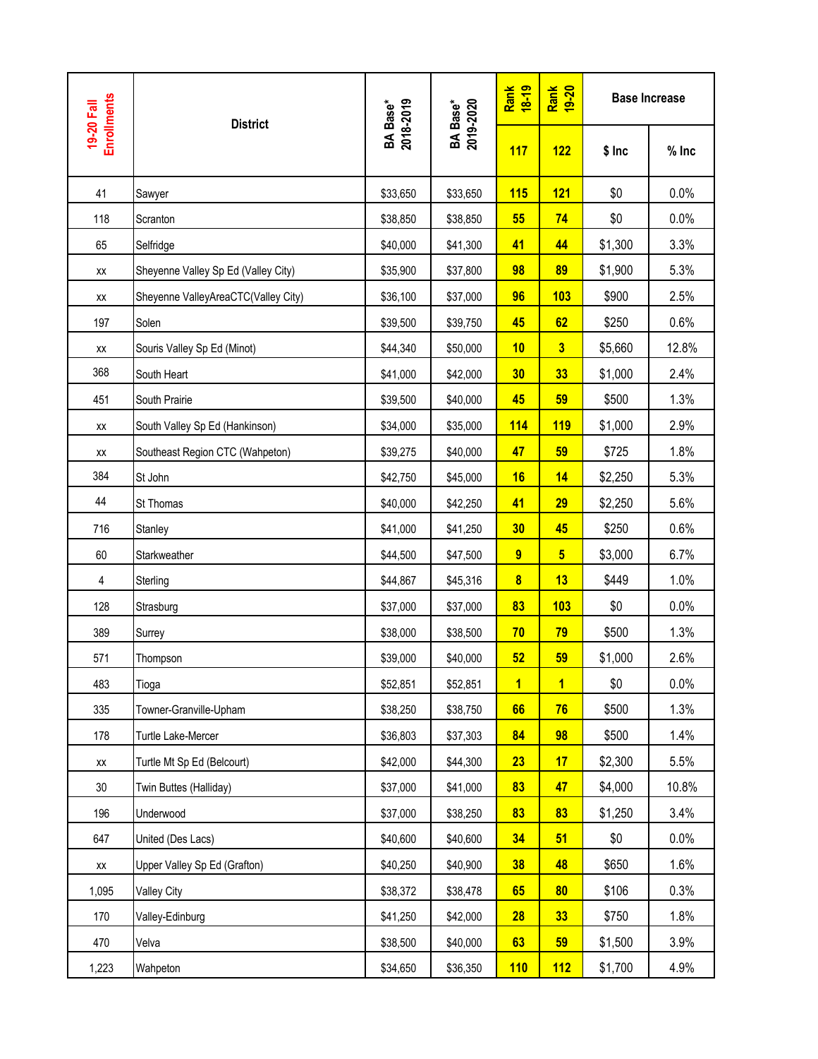| 19-20 Fall Enrollments | District | BA Base* 2018-2019 | BA Base* 2019-2020 | Rank 18-19 | Rank 19-20 | Base Increase | |
|---|---|---|---|---|---|---|---|
| | | | | 117 | 122 | $ Inc | % Inc |
| 41 | Sawyer | $33,650 | $33,650 | 115 | 121 | $0 | 0.0% |
| 118 | Scranton | $38,850 | $38,850 | 55 | 74 | $0 | 0.0% |
| 65 | Selfridge | $40,000 | $41,300 | 41 | 44 | $1,300 | 3.3% |
| xx | Sheyenne Valley Sp Ed (Valley City) | $35,900 | $37,800 | 98 | 89 | $1,900 | 5.3% |
| xx | Sheyenne ValleyAreaCTC(Valley City) | $36,100 | $37,000 | 96 | 103 | $900 | 2.5% |
| 197 | Solen | $39,500 | $39,750 | 45 | 62 | $250 | 0.6% |
| xx | Souris Valley Sp Ed (Minot) | $44,340 | $50,000 | 10 | 3 | $5,660 | 12.8% |
| 368 | South Heart | $41,000 | $42,000 | 30 | 33 | $1,000 | 2.4% |
| 451 | South Prairie | $39,500 | $40,000 | 45 | 59 | $500 | 1.3% |
| xx | South Valley Sp Ed (Hankinson) | $34,000 | $35,000 | 114 | 119 | $1,000 | 2.9% |
| xx | Southeast Region CTC (Wahpeton) | $39,275 | $40,000 | 47 | 59 | $725 | 1.8% |
| 384 | St John | $42,750 | $45,000 | 16 | 14 | $2,250 | 5.3% |
| 44 | St Thomas | $40,000 | $42,250 | 41 | 29 | $2,250 | 5.6% |
| 716 | Stanley | $41,000 | $41,250 | 30 | 45 | $250 | 0.6% |
| 60 | Starkweather | $44,500 | $47,500 | 9 | 5 | $3,000 | 6.7% |
| 4 | Sterling | $44,867 | $45,316 | 8 | 13 | $449 | 1.0% |
| 128 | Strasburg | $37,000 | $37,000 | 83 | 103 | $0 | 0.0% |
| 389 | Surrey | $38,000 | $38,500 | 70 | 79 | $500 | 1.3% |
| 571 | Thompson | $39,000 | $40,000 | 52 | 59 | $1,000 | 2.6% |
| 483 | Tioga | $52,851 | $52,851 | 1 | 1 | $0 | 0.0% |
| 335 | Towner-Granville-Upham | $38,250 | $38,750 | 66 | 76 | $500 | 1.3% |
| 178 | Turtle Lake-Mercer | $36,803 | $37,303 | 84 | 98 | $500 | 1.4% |
| xx | Turtle Mt Sp Ed (Belcourt) | $42,000 | $44,300 | 23 | 17 | $2,300 | 5.5% |
| 30 | Twin Buttes (Halliday) | $37,000 | $41,000 | 83 | 47 | $4,000 | 10.8% |
| 196 | Underwood | $37,000 | $38,250 | 83 | 83 | $1,250 | 3.4% |
| 647 | United (Des Lacs) | $40,600 | $40,600 | 34 | 51 | $0 | 0.0% |
| xx | Upper Valley Sp Ed (Grafton) | $40,250 | $40,900 | 38 | 48 | $650 | 1.6% |
| 1,095 | Valley City | $38,372 | $38,478 | 65 | 80 | $106 | 0.3% |
| 170 | Valley-Edinburg | $41,250 | $42,000 | 28 | 33 | $750 | 1.8% |
| 470 | Velva | $38,500 | $40,000 | 63 | 59 | $1,500 | 3.9% |
| 1,223 | Wahpeton | $34,650 | $36,350 | 110 | 112 | $1,700 | 4.9% |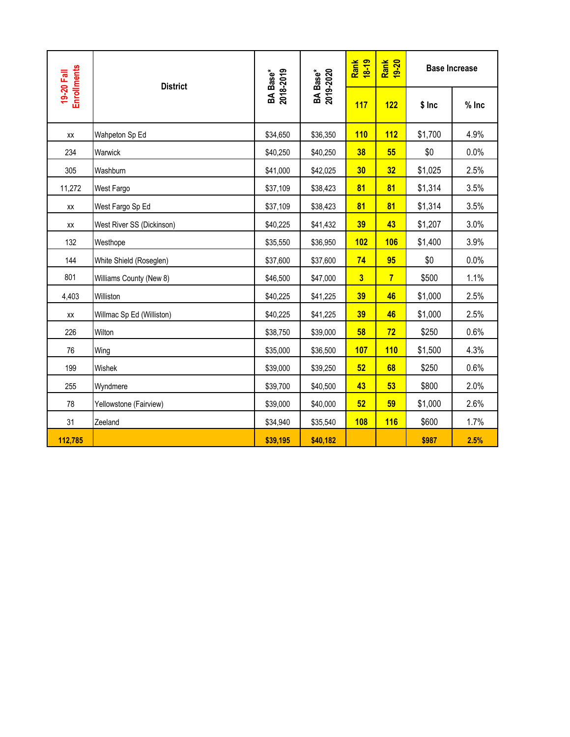| 19-20 Fall Enrollments | District | BA Base* 2018-2019 | BA Base* 2019-2020 | Rank 18-19 | Rank 19-20 | Base Increase | |
|---|---|---|---|---|---|---|---|
| | | | | 117 | 122 | $ Inc | % Inc |
| xx | Wahpeton Sp Ed | $34,650 | $36,350 | 110 | 112 | $1,700 | 4.9% |
| 234 | Warwick | $40,250 | $40,250 | 38 | 55 | $0 | 0.0% |
| 305 | Washburn | $41,000 | $42,025 | 30 | 32 | $1,025 | 2.5% |
| 11,272 | West Fargo | $37,109 | $38,423 | 81 | 81 | $1,314 | 3.5% |
| xx | West Fargo Sp Ed | $37,109 | $38,423 | 81 | 81 | $1,314 | 3.5% |
| xx | West River SS (Dickinson) | $40,225 | $41,432 | 39 | 43 | $1,207 | 3.0% |
| 132 | Westhope | $35,550 | $36,950 | 102 | 106 | $1,400 | 3.9% |
| 144 | White Shield (Roseglen) | $37,600 | $37,600 | 74 | 95 | $0 | 0.0% |
| 801 | Williams County (New 8) | $46,500 | $47,000 | 3 | 7 | $500 | 1.1% |
| 4,403 | Williston | $40,225 | $41,225 | 39 | 46 | $1,000 | 2.5% |
| xx | Willmac Sp Ed (Williston) | $40,225 | $41,225 | 39 | 46 | $1,000 | 2.5% |
| 226 | Wilton | $38,750 | $39,000 | 58 | 72 | $250 | 0.6% |
| 76 | Wing | $35,000 | $36,500 | 107 | 110 | $1,500 | 4.3% |
| 199 | Wishek | $39,000 | $39,250 | 52 | 68 | $250 | 0.6% |
| 255 | Wyndmere | $39,700 | $40,500 | 43 | 53 | $800 | 2.0% |
| 78 | Yellowstone (Fairview) | $39,000 | $40,000 | 52 | 59 | $1,000 | 2.6% |
| 31 | Zeeland | $34,940 | $35,540 | 108 | 116 | $600 | 1.7% |
| 112,785 | | $39,195 | $40,182 | | | $987 | 2.5% |